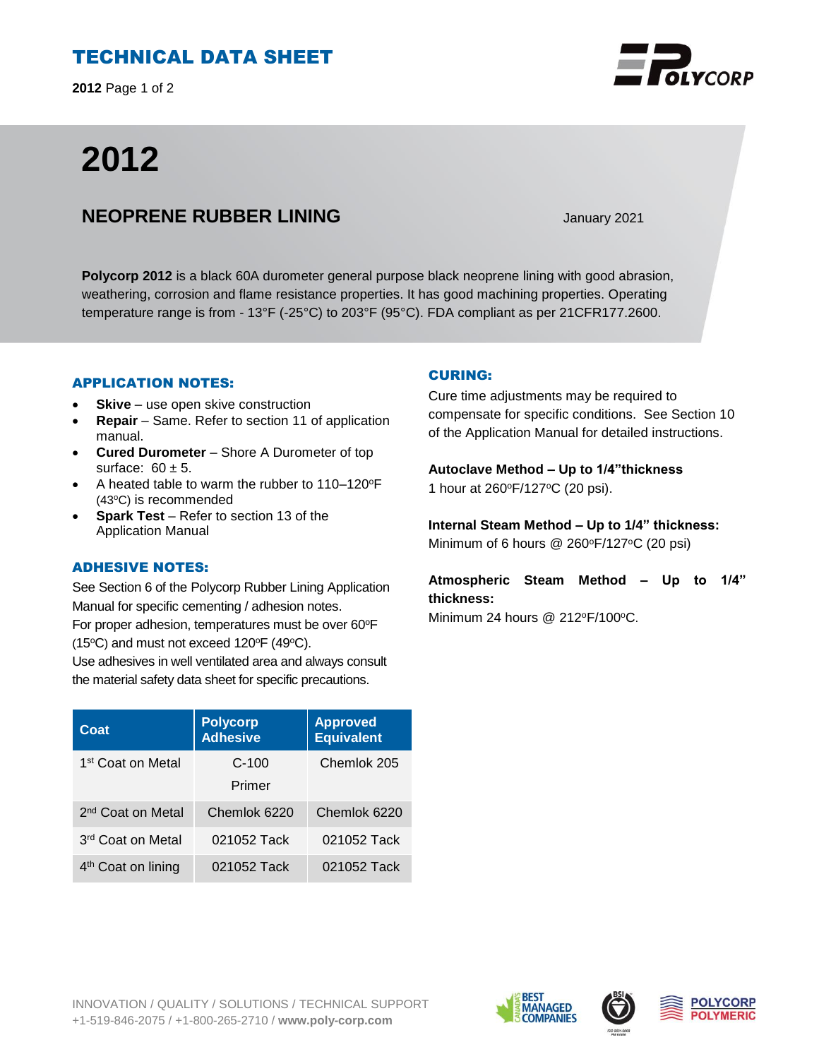# TECHNICAL DATA SHEET

# 2012

## NEOPRENE RUBBER LINING

January 2021

**Polycorp 2012** is a black 60A durometer general purpose black neoprene lining with good abrasion, weathering, corrosion and flame resistance properties. It has good machining properties. Operating temperature range is from - 13°F (-25°C) to 203°F (95°C). FDA compliant as per 21CFR177.2600.

### APPLICATION NOTES:

- **Skive** – use open skive construction
- **Repair** – Same. Refer to section 11 of application manual.
- **Cured Durometer** – Shore A Durometer of top surface: 60 ± 5.
- A heated table to warm the rubber to 110–120ºF (43ºC) is recommended
- **Spark Test** – Refer to section 13 of the Application Manual

### ADHESIVE NOTES:

See Section 6 of the Polycorp Rubber Lining Application Manual for specific cementing / adhesion notes.
For proper adhesion, temperatures must be over 60ºF (15ºC) and must not exceed 120ºF (49ºC).
Use adhesives in well ventilated area and always consult the material safety data sheet for specific precautions.

| Coat | Polycorp Adhesive | Approved Equivalent |
|---|---|---|
| 1st Coat on Metal | C-100 Primer | Chemlok 205 |
| 2nd Coat on Metal | Chemlok 6220 | Chemlok 6220 |
| 3rd Coat on Metal | 021052 Tack | 021052 Tack |
| 4th Coat on lining | 021052 Tack | 021052 Tack |

### CURING:

Cure time adjustments may be required to compensate for specific conditions. See Section 10 of the Application Manual for detailed instructions.

**Autoclave Method – Up to 1/4"thickness**
1 hour at 260ºF/127ºC (20 psi).

**Internal Steam Method – Up to 1/4" thickness:**
Minimum of 6 hours @ 260ºF/127ºC (20 psi)

**Atmospheric Steam Method – Up to 1/4" thickness:**
Minimum 24 hours @ 212ºF/100ºC.

INNOVATION / QUALITY / SOLUTIONS / TECHNICAL SUPPORT
+1-519-846-2075 / +1-800-265-2710 / **www.poly-corp.com**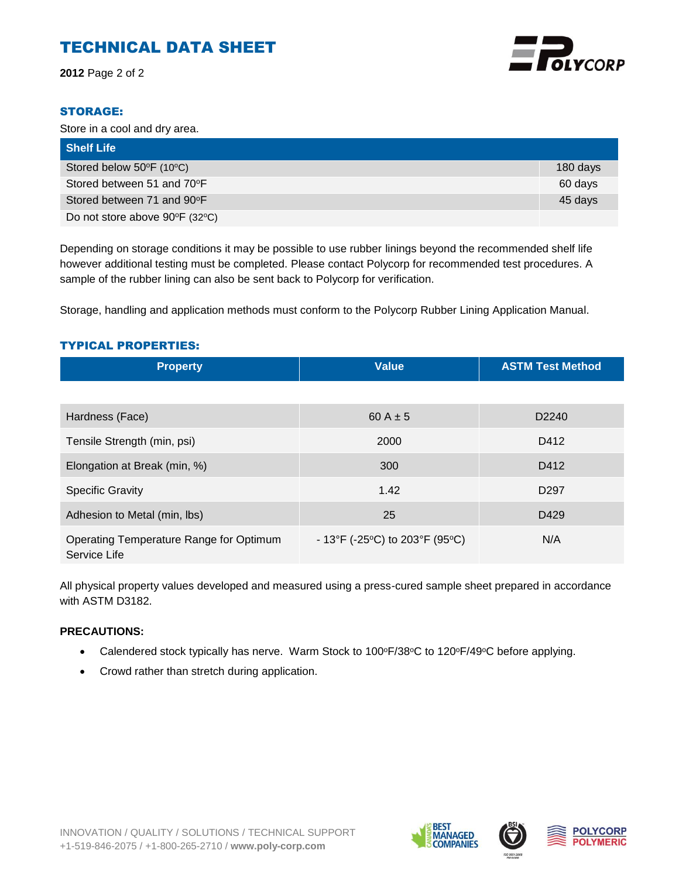# TECHNICAL DATA SHEET

**2012** Page 2 of 2

### STORAGE:

Store in a cool and dry area.

| Shelf Life | |
|---|---|
| Stored below 50ºF (10ºC) | 180 days |
| Stored between 51 and 70ºF | 60 days |
| Stored between 71 and 90ºF | 45 days |
| Do not store above 90ºF (32ºC) | |

Depending on storage conditions it may be possible to use rubber linings beyond the recommended shelf life however additional testing must be completed. Please contact Polycorp for recommended test procedures. A sample of the rubber lining can also be sent back to Polycorp for verification.

Storage, handling and application methods must conform to the Polycorp Rubber Lining Application Manual.

### TYPICAL PROPERTIES:

| Property | Value | ASTM Test Method |
|---|---|---|
| Hardness (Face) | 60 A ± 5 | D2240 |
| Tensile Strength (min, psi) | 2000 | D412 |
| Elongation at Break (min, %) | 300 | D412 |
| Specific Gravity | 1.42 | D297 |
| Adhesion to Metal (min, lbs) | 25 | D429 |
| Operating Temperature Range for Optimum Service Life | - 13°F (-25ºC) to 203°F (95ºC) | N/A |

All physical property values developed and measured using a press-cured sample sheet prepared in accordance with ASTM D3182.

**PRECAUTIONS:**

- Calendered stock typically has nerve. Warm Stock to 100ºF/38ºC to 120ºF/49ºC before applying.
- Crowd rather than stretch during application.

INNOVATION / QUALITY / SOLUTIONS / TECHNICAL SUPPORT
+1-519-846-2075 / +1-800-265-2710 / **www.poly-corp.com**